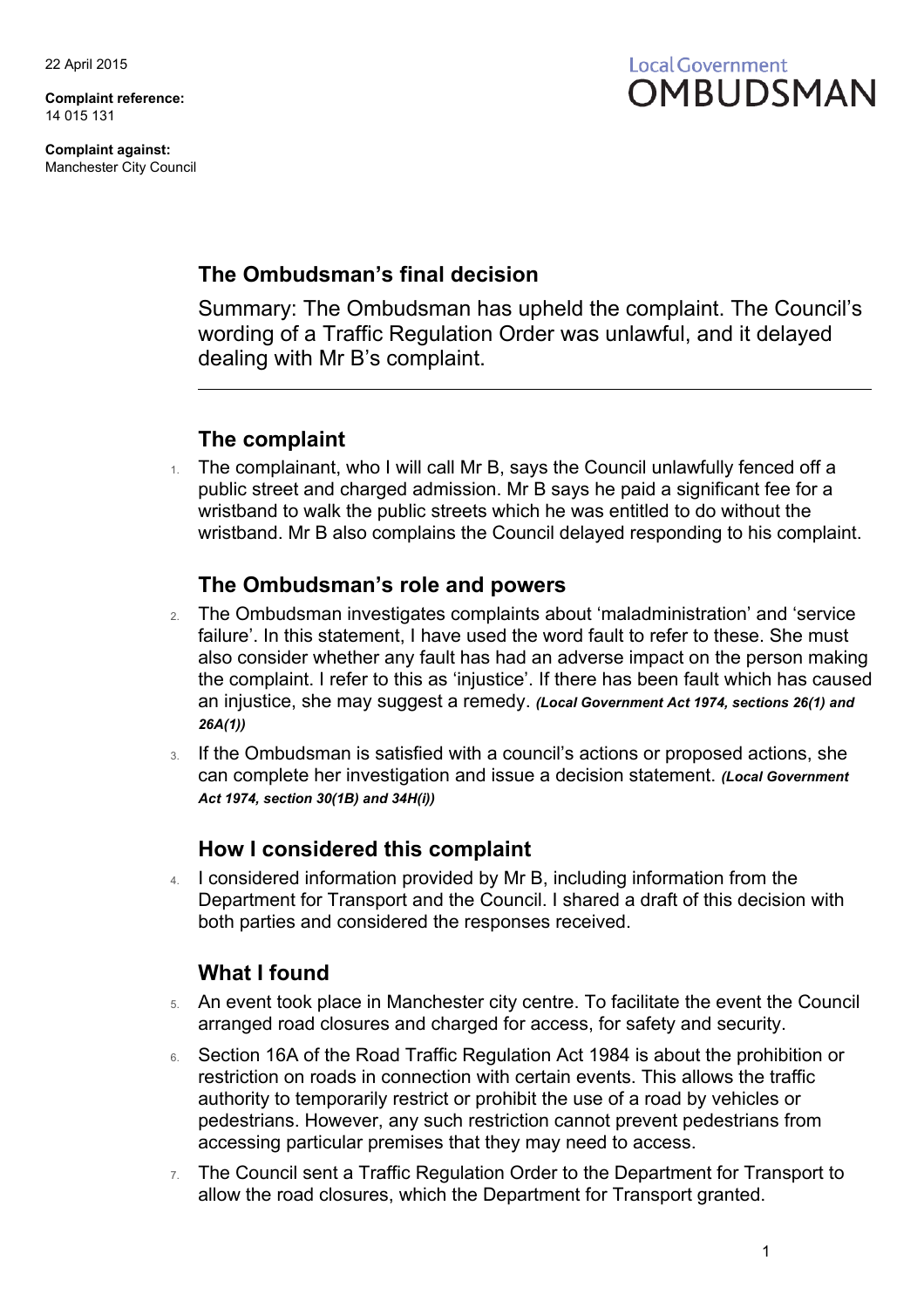22 April 2015

**Complaint reference:**
14 015 131

**Complaint against:**
Manchester City Council

Local Government
OMBUDSMAN

## The Ombudsman's final decision

Summary: The Ombudsman has upheld the complaint. The Council's wording of a Traffic Regulation Order was unlawful, and it delayed dealing with Mr B's complaint.

---

## The complaint

1. The complainant, who I will call Mr B, says the Council unlawfully fenced off a public street and charged admission. Mr B says he paid a significant fee for a wristband to walk the public streets which he was entitled to do without the wristband. Mr B also complains the Council delayed responding to his complaint.

## The Ombudsman's role and powers

2. The Ombudsman investigates complaints about 'maladministration' and 'service failure'. In this statement, I have used the word fault to refer to these. She must also consider whether any fault has had an adverse impact on the person making the complaint. I refer to this as 'injustice'. If there has been fault which has caused an injustice, she may suggest a remedy. ***(Local Government Act 1974, sections 26(1) and 26A(1))***

3. If the Ombudsman is satisfied with a council's actions or proposed actions, she can complete her investigation and issue a decision statement. ***(Local Government Act 1974, section 30(1B) and 34H(i))***

## How I considered this complaint

4. I considered information provided by Mr B, including information from the Department for Transport and the Council. I shared a draft of this decision with both parties and considered the responses received.

## What I found

5. An event took place in Manchester city centre. To facilitate the event the Council arranged road closures and charged for access, for safety and security.

6. Section 16A of the Road Traffic Regulation Act 1984 is about the prohibition or restriction on roads in connection with certain events. This allows the traffic authority to temporarily restrict or prohibit the use of a road by vehicles or pedestrians. However, any such restriction cannot prevent pedestrians from accessing particular premises that they may need to access.

7. The Council sent a Traffic Regulation Order to the Department for Transport to allow the road closures, which the Department for Transport granted.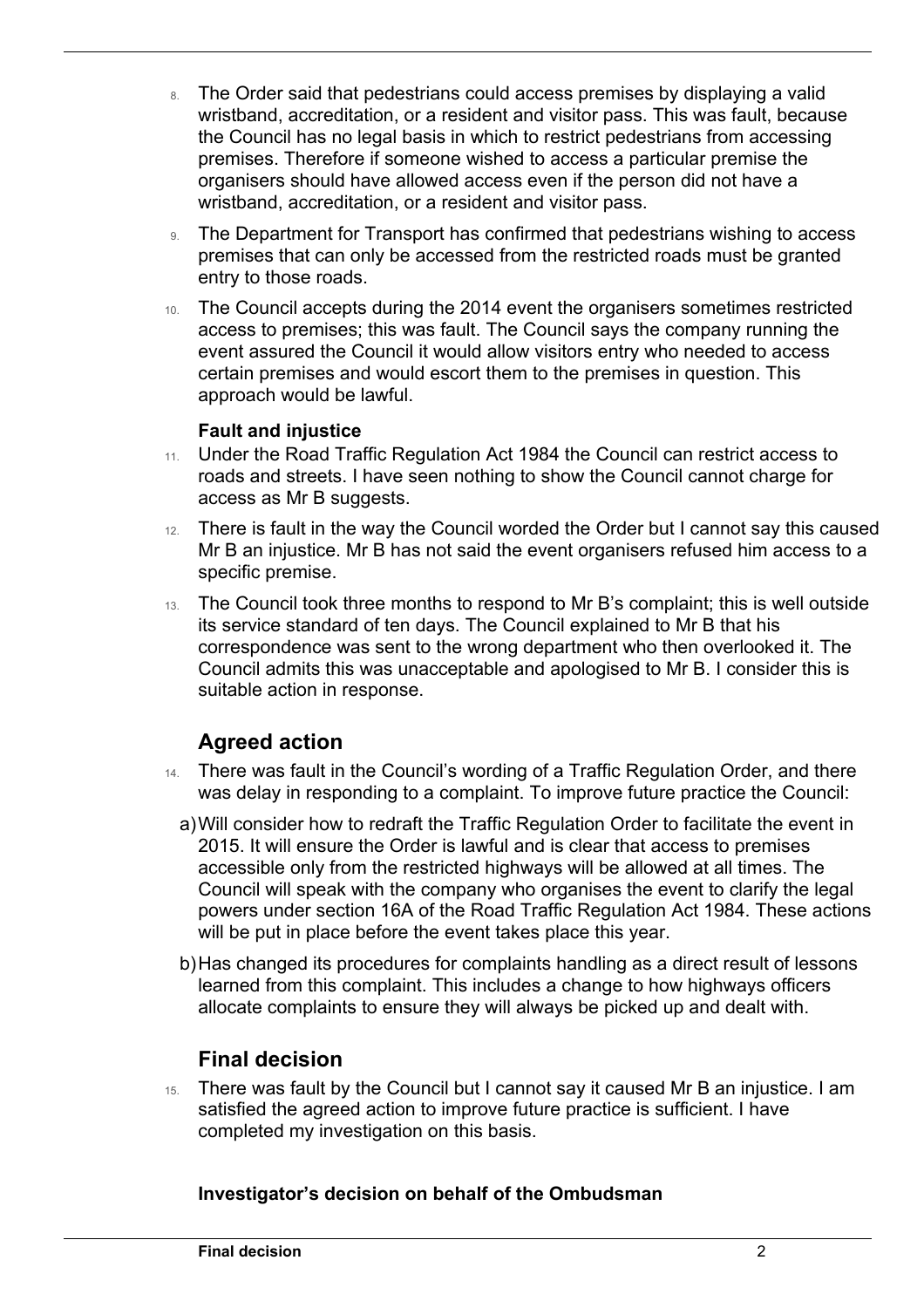8. The Order said that pedestrians could access premises by displaying a valid wristband, accreditation, or a resident and visitor pass. This was fault, because the Council has no legal basis in which to restrict pedestrians from accessing premises. Therefore if someone wished to access a particular premise the organisers should have allowed access even if the person did not have a wristband, accreditation, or a resident and visitor pass.
9. The Department for Transport has confirmed that pedestrians wishing to access premises that can only be accessed from the restricted roads must be granted entry to those roads.
10. The Council accepts during the 2014 event the organisers sometimes restricted access to premises; this was fault. The Council says the company running the event assured the Council it would allow visitors entry who needed to access certain premises and would escort them to the premises in question. This approach would be lawful.

### Fault and injustice

11. Under the Road Traffic Regulation Act 1984 the Council can restrict access to roads and streets. I have seen nothing to show the Council cannot charge for access as Mr B suggests.
12. There is fault in the way the Council worded the Order but I cannot say this caused Mr B an injustice. Mr B has not said the event organisers refused him access to a specific premise.
13. The Council took three months to respond to Mr B's complaint; this is well outside its service standard of ten days. The Council explained to Mr B that his correspondence was sent to the wrong department who then overlooked it. The Council admits this was unacceptable and apologised to Mr B. I consider this is suitable action in response.

## Agreed action

14. There was fault in the Council's wording of a Traffic Regulation Order, and there was delay in responding to a complaint. To improve future practice the Council:

    a) Will consider how to redraft the Traffic Regulation Order to facilitate the event in 2015. It will ensure the Order is lawful and is clear that access to premises accessible only from the restricted highways will be allowed at all times. The Council will speak with the company who organises the event to clarify the legal powers under section 16A of the Road Traffic Regulation Act 1984. These actions will be put in place before the event takes place this year.

    b) Has changed its procedures for complaints handling as a direct result of lessons learned from this complaint. This includes a change to how highways officers allocate complaints to ensure they will always be picked up and dealt with.

## Final decision

15. There was fault by the Council but I cannot say it caused Mr B an injustice. I am satisfied the agreed action to improve future practice is sufficient. I have completed my investigation on this basis.

**Investigator's decision on behalf of the Ombudsman**